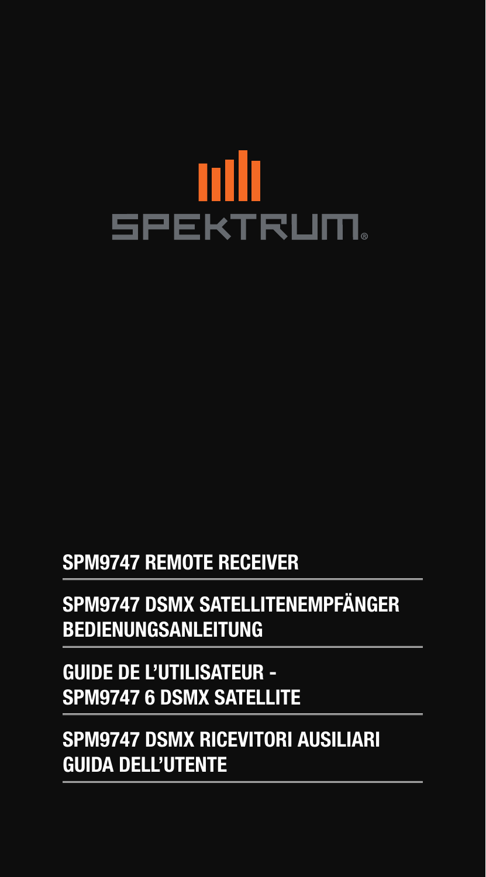SPEKTRUM

## SPM9747 REMOTE RECEIVER

## SPM9747 DSMX SATELLITENEMPFÄNGER BEDIENUNGSANLEITUNG

## GUIDE DE L'UTILISATEUR - SPM9747 6 DSMX SATELLITE

## SPM9747 DSMX RICEVITORI AUSILIARI GUIDA DELL'UTENTE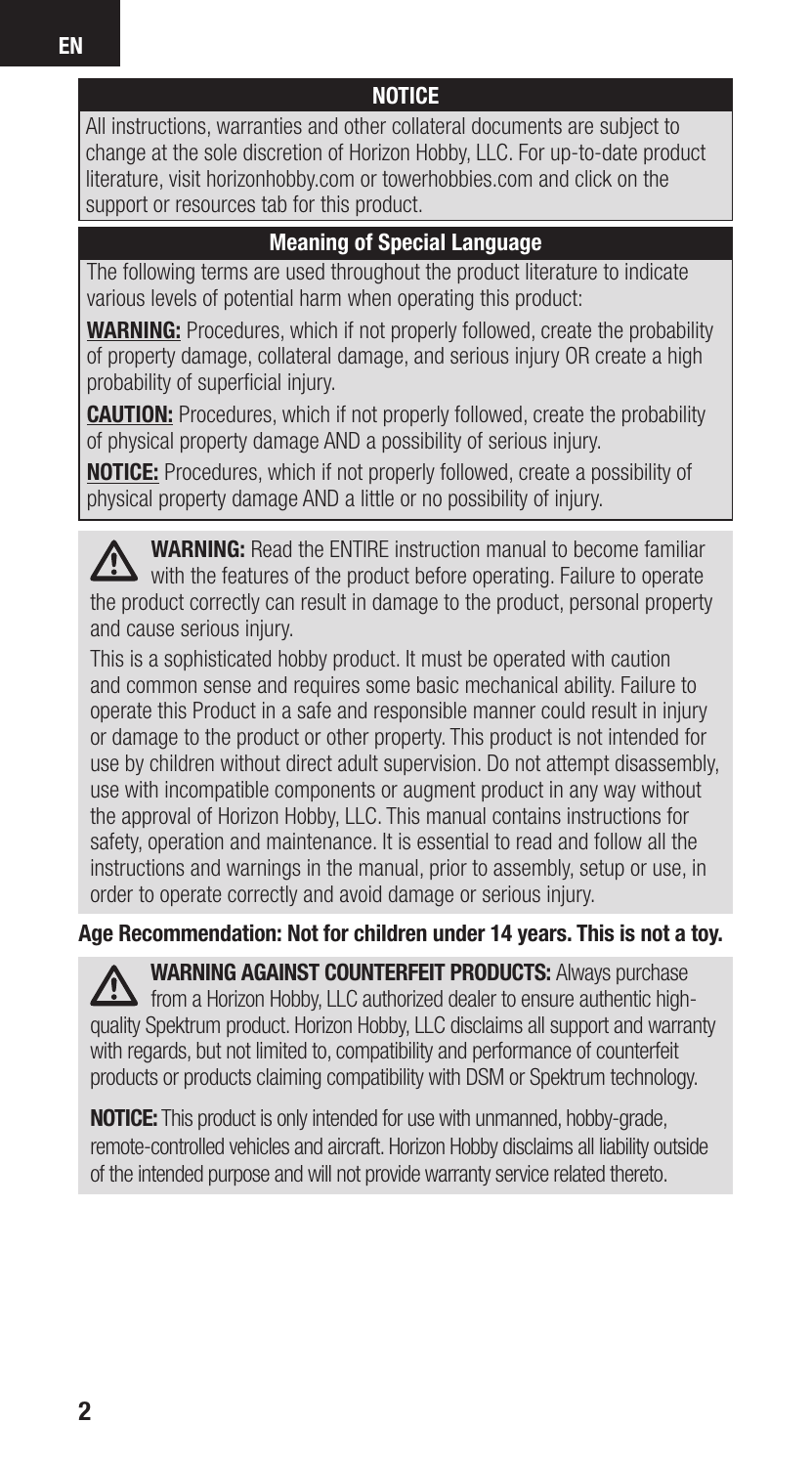## NOTICE

All instructions, warranties and other collateral documents are subject to change at the sole discretion of Horizon Hobby, LLC. For up-to-date product literature, visit horizonhobby.com or towerhobbies.com and click on the support or resources tab for this product.

## Meaning of Special Language

The following terms are used throughout the product literature to indicate various levels of potential harm when operating this product:

**WARNING:** Procedures, which if not properly followed, create the probability of property damage, collateral damage, and serious injury OR create a high probability of superficial injury.

**CAUTION:** Procedures, which if not properly followed, create the probability of physical property damage AND a possibility of serious injury.

**NOTICE:** Procedures, which if not properly followed, create a possibility of physical property damage AND a little or no possibility of injury.

**WARNING:** Read the ENTIRE instruction manual to become familiar with the features of the product before operating. Failure to operate the product correctly can result in damage to the product, personal property and cause serious injury.

This is a sophisticated hobby product. It must be operated with caution and common sense and requires some basic mechanical ability. Failure to operate this Product in a safe and responsible manner could result in injury or damage to the product or other property. This product is not intended for use by children without direct adult supervision. Do not attempt disassembly, use with incompatible components or augment product in any way without the approval of Horizon Hobby, LLC. This manual contains instructions for safety, operation and maintenance. It is essential to read and follow all the instructions and warnings in the manual, prior to assembly, setup or use, in order to operate correctly and avoid damage or serious injury.

**Age Recommendation: Not for children under 14 years. This is not a toy.**

**WARNING AGAINST COUNTERFEIT PRODUCTS:** Always purchase from a Horizon Hobby, LLC authorized dealer to ensure authentic high-quality Spektrum product. Horizon Hobby, LLC disclaims all support and warranty with regards, but not limited to, compatibility and performance of counterfeit products or products claiming compatibility with DSM or Spektrum technology.

**NOTICE:** This product is only intended for use with unmanned, hobby-grade, remote-controlled vehicles and aircraft. Horizon Hobby disclaims all liability outside of the intended purpose and will not provide warranty service related thereto.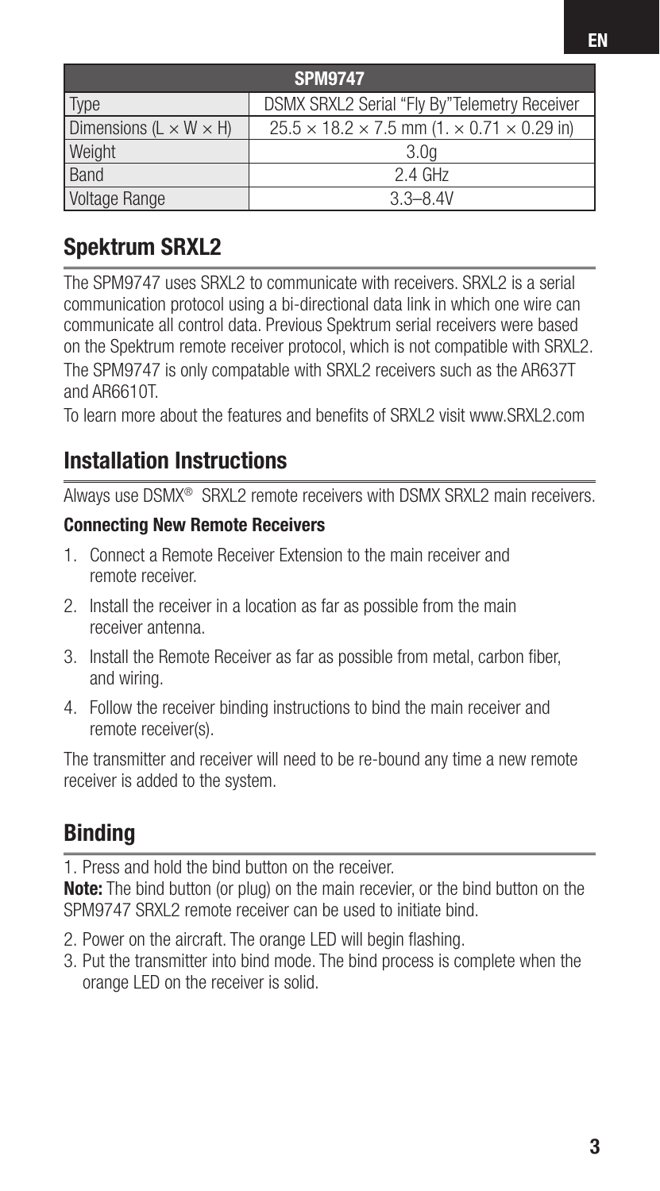| SPM9747 | |
| --- | --- |
| Type | DSMX SRXL2 Serial "Fly By"Telemetry Receiver |
| Dimensions (L × W × H) | 25.5 × 18.2 × 7.5 mm (1. × 0.71 × 0.29 in) |
| Weight | 3.0g |
| Band | 2.4 GHz |
| Voltage Range | 3.3–8.4V |

## Spektrum SRXL2

The SPM9747 uses SRXL2 to communicate with receivers. SRXL2 is a serial communication protocol using a bi-directional data link in which one wire can communicate all control data. Previous Spektrum serial receivers were based on the Spektrum remote receiver protocol, which is not compatible with SRXL2.
The SPM9747 is only compatable with SRXL2 receivers such as the AR637T and AR6610T.
To learn more about the features and benefits of SRXL2 visit www.SRXL2.com

## Installation Instructions

Always use DSMX® SRXL2 remote receivers with DSMX SRXL2 main receivers.

### Connecting New Remote Receivers

1. Connect a Remote Receiver Extension to the main receiver and remote receiver.
2. Install the receiver in a location as far as possible from the main receiver antenna.
3. Install the Remote Receiver as far as possible from metal, carbon fiber, and wiring.
4. Follow the receiver binding instructions to bind the main receiver and remote receiver(s).

The transmitter and receiver will need to be re-bound any time a new remote receiver is added to the system.

## Binding

1. Press and hold the bind button on the receiver.

**Note:** The bind button (or plug) on the main recevier, or the bind button on the SPM9747 SRXL2 remote receiver can be used to initiate bind.

2. Power on the aircraft. The orange LED will begin flashing.
3. Put the transmitter into bind mode. The bind process is complete when the orange LED on the receiver is solid.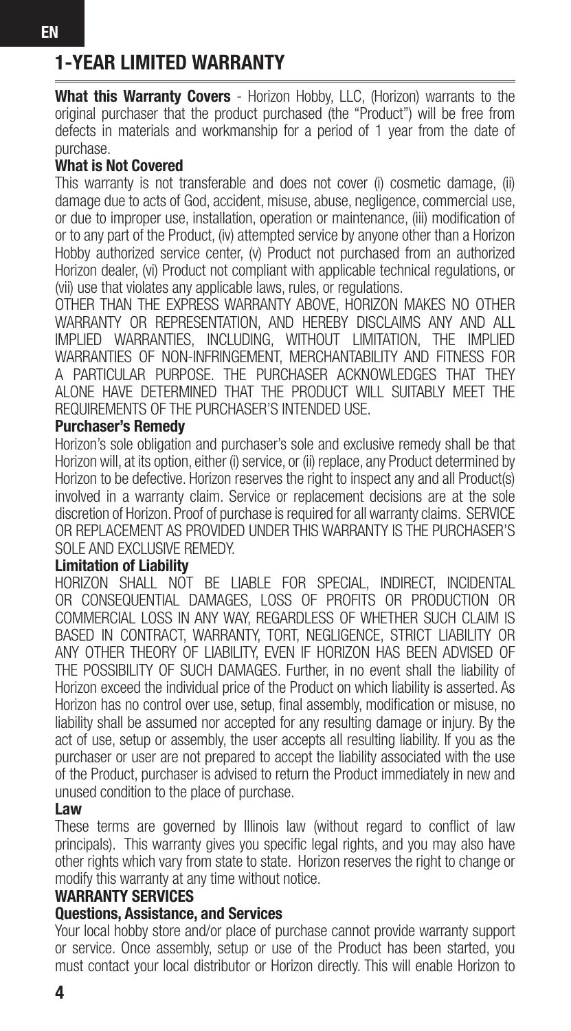# 1-YEAR LIMITED WARRANTY

**What this Warranty Covers** - Horizon Hobby, LLC, (Horizon) warrants to the original purchaser that the product purchased (the "Product") will be free from defects in materials and workmanship for a period of 1 year from the date of purchase.

**What is Not Covered**

This warranty is not transferable and does not cover (i) cosmetic damage, (ii) damage due to acts of God, accident, misuse, abuse, negligence, commercial use, or due to improper use, installation, operation or maintenance, (iii) modification of or to any part of the Product, (iv) attempted service by anyone other than a Horizon Hobby authorized service center, (v) Product not purchased from an authorized Horizon dealer, (vi) Product not compliant with applicable technical regulations, or (vii) use that violates any applicable laws, rules, or regulations.

OTHER THAN THE EXPRESS WARRANTY ABOVE, HORIZON MAKES NO OTHER WARRANTY OR REPRESENTATION, AND HEREBY DISCLAIMS ANY AND ALL IMPLIED WARRANTIES, INCLUDING, WITHOUT LIMITATION, THE IMPLIED WARRANTIES OF NON-INFRINGEMENT, MERCHANTABILITY AND FITNESS FOR A PARTICULAR PURPOSE. THE PURCHASER ACKNOWLEDGES THAT THEY ALONE HAVE DETERMINED THAT THE PRODUCT WILL SUITABLY MEET THE REQUIREMENTS OF THE PURCHASER'S INTENDED USE.

**Purchaser's Remedy**

Horizon's sole obligation and purchaser's sole and exclusive remedy shall be that Horizon will, at its option, either (i) service, or (ii) replace, any Product determined by Horizon to be defective. Horizon reserves the right to inspect any and all Product(s) involved in a warranty claim. Service or replacement decisions are at the sole discretion of Horizon. Proof of purchase is required for all warranty claims. SERVICE OR REPLACEMENT AS PROVIDED UNDER THIS WARRANTY IS THE PURCHASER'S SOLE AND EXCLUSIVE REMEDY.

**Limitation of Liability**

HORIZON SHALL NOT BE LIABLE FOR SPECIAL, INDIRECT, INCIDENTAL OR CONSEQUENTIAL DAMAGES, LOSS OF PROFITS OR PRODUCTION OR COMMERCIAL LOSS IN ANY WAY, REGARDLESS OF WHETHER SUCH CLAIM IS BASED IN CONTRACT, WARRANTY, TORT, NEGLIGENCE, STRICT LIABILITY OR ANY OTHER THEORY OF LIABILITY, EVEN IF HORIZON HAS BEEN ADVISED OF THE POSSIBILITY OF SUCH DAMAGES. Further, in no event shall the liability of Horizon exceed the individual price of the Product on which liability is asserted. As Horizon has no control over use, setup, final assembly, modification or misuse, no liability shall be assumed nor accepted for any resulting damage or injury. By the act of use, setup or assembly, the user accepts all resulting liability. If you as the purchaser or user are not prepared to accept the liability associated with the use of the Product, purchaser is advised to return the Product immediately in new and unused condition to the place of purchase.

**Law**

These terms are governed by Illinois law (without regard to conflict of law principals). This warranty gives you specific legal rights, and you may also have other rights which vary from state to state. Horizon reserves the right to change or modify this warranty at any time without notice.

**WARRANTY SERVICES**

**Questions, Assistance, and Services**

Your local hobby store and/or place of purchase cannot provide warranty support or service. Once assembly, setup or use of the Product has been started, you must contact your local distributor or Horizon directly. This will enable Horizon to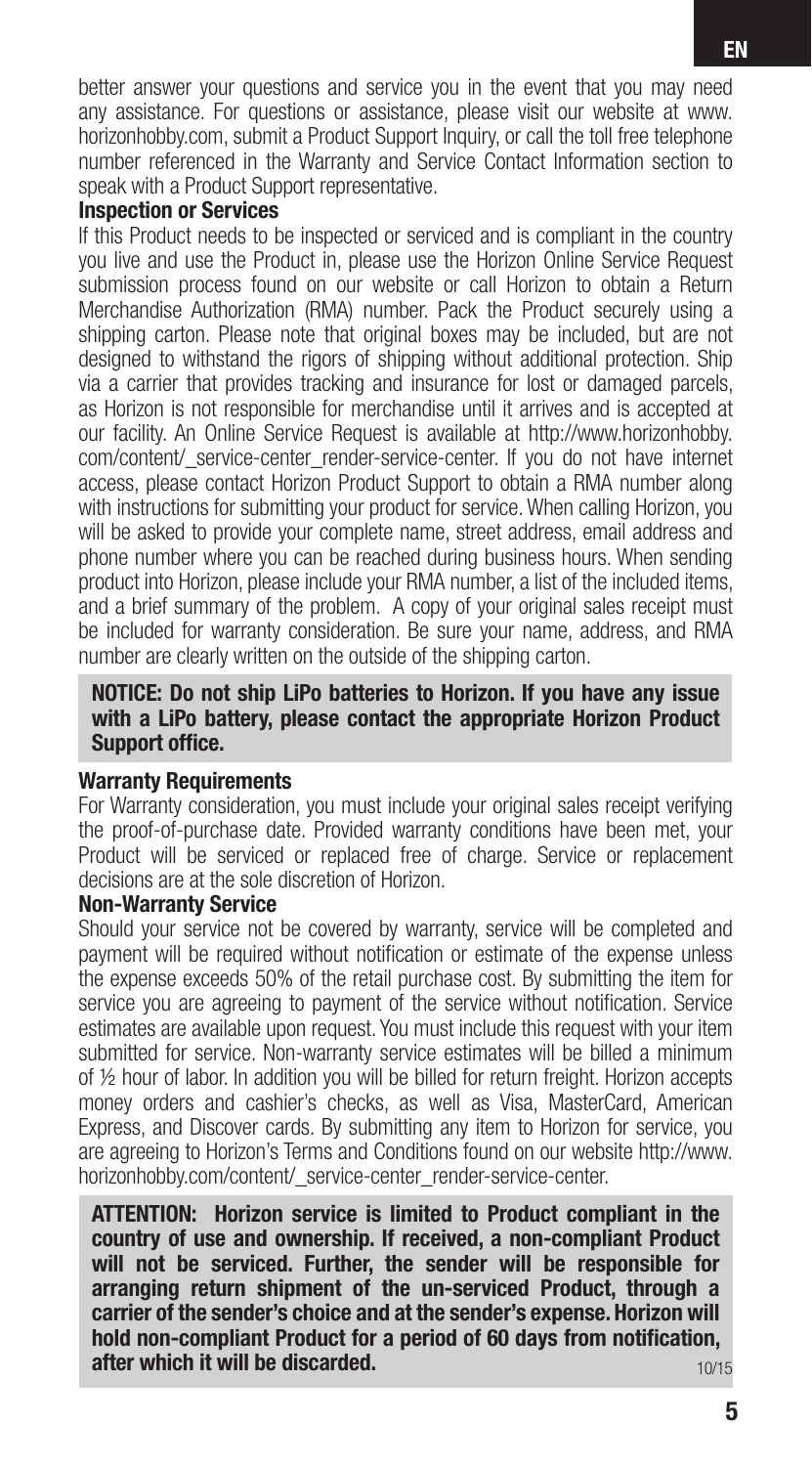better answer your questions and service you in the event that you may need any assistance. For questions or assistance, please visit our website at www.horizonhobby.com, submit a Product Support Inquiry, or call the toll free telephone number referenced in the Warranty and Service Contact Information section to speak with a Product Support representative.

#### Inspection or Services

If this Product needs to be inspected or serviced and is compliant in the country you live and use the Product in, please use the Horizon Online Service Request submission process found on our website or call Horizon to obtain a Return Merchandise Authorization (RMA) number. Pack the Product securely using a shipping carton. Please note that original boxes may be included, but are not designed to withstand the rigors of shipping without additional protection. Ship via a carrier that provides tracking and insurance for lost or damaged parcels, as Horizon is not responsible for merchandise until it arrives and is accepted at our facility. An Online Service Request is available at http://www.horizonhobby.com/content/_service-center_render-service-center. If you do not have internet access, please contact Horizon Product Support to obtain a RMA number along with instructions for submitting your product for service. When calling Horizon, you will be asked to provide your complete name, street address, email address and phone number where you can be reached during business hours. When sending product into Horizon, please include your RMA number, a list of the included items, and a brief summary of the problem. A copy of your original sales receipt must be included for warranty consideration. Be sure your name, address, and RMA number are clearly written on the outside of the shipping carton.

**NOTICE: Do not ship LiPo batteries to Horizon. If you have any issue with a LiPo battery, please contact the appropriate Horizon Product Support office.**

#### Warranty Requirements

For Warranty consideration, you must include your original sales receipt verifying the proof-of-purchase date. Provided warranty conditions have been met, your Product will be serviced or replaced free of charge. Service or replacement decisions are at the sole discretion of Horizon.

#### Non-Warranty Service

Should your service not be covered by warranty, service will be completed and payment will be required without notification or estimate of the expense unless the expense exceeds 50% of the retail purchase cost. By submitting the item for service you are agreeing to payment of the service without notification. Service estimates are available upon request. You must include this request with your item submitted for service. Non-warranty service estimates will be billed a minimum of ½ hour of labor. In addition you will be billed for return freight. Horizon accepts money orders and cashier's checks, as well as Visa, MasterCard, American Express, and Discover cards. By submitting any item to Horizon for service, you are agreeing to Horizon's Terms and Conditions found on our website http://www.horizonhobby.com/content/_service-center_render-service-center.

**ATTENTION: Horizon service is limited to Product compliant in the country of use and ownership. If received, a non-compliant Product will not be serviced. Further, the sender will be responsible for arranging return shipment of the un-serviced Product, through a carrier of the sender's choice and at the sender's expense. Horizon will hold non-compliant Product for a period of 60 days from notification, after which it will be discarded.**

10/15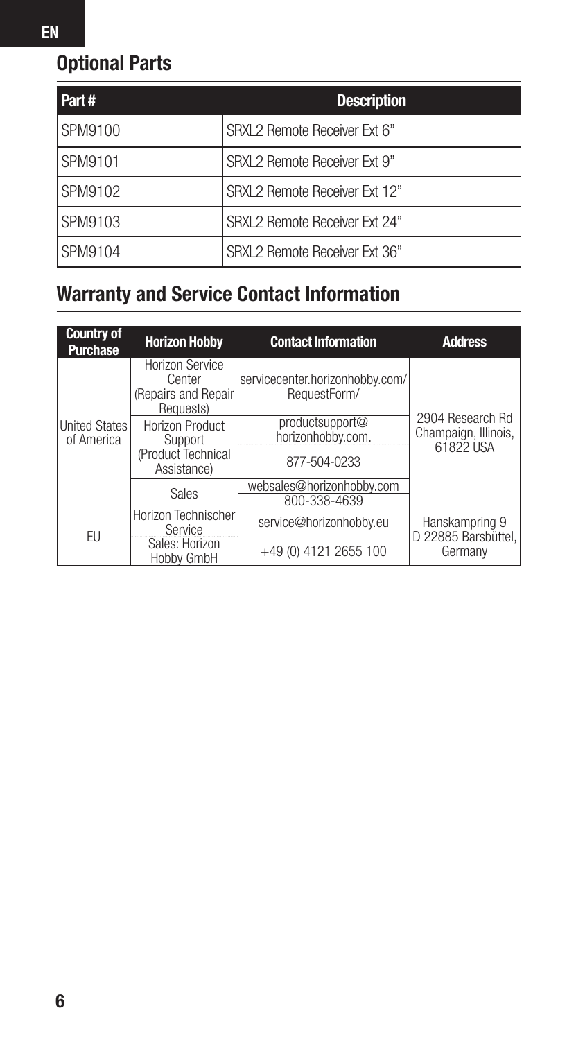## Optional Parts

| Part # | Description |
|---|---|
| SPM9100 | SRXL2 Remote Receiver Ext 6" |
| SPM9101 | SRXL2 Remote Receiver Ext 9" |
| SPM9102 | SRXL2 Remote Receiver Ext 12" |
| SPM9103 | SRXL2 Remote Receiver Ext 24" |
| SPM9104 | SRXL2 Remote Receiver Ext 36" |

## Warranty and Service Contact Information

| Country of Purchase | Horizon Hobby | Contact Information | Address |
|---|---|---|---|
| United States of America | Horizon Service Center (Repairs and Repair Requests) | servicecenter.horizonhobby.com/RequestForm/ | 2904 Research Rd Champaign, Illinois, 61822 USA |
| | Horizon Product Support (Product Technical Assistance) | productsupport@horizonhobby.com. | |
| | | 877-504-0233 | |
| | Sales | websales@horizonhobby.com | |
| | | 800-338-4639 | |
| EU | Horizon Technischer Service | service@horizonhobby.eu | Hanskampring 9 D 22885 Barsbüttel, Germany |
| | Sales: Horizon Hobby GmbH | +49 (0) 4121 2655 100 | |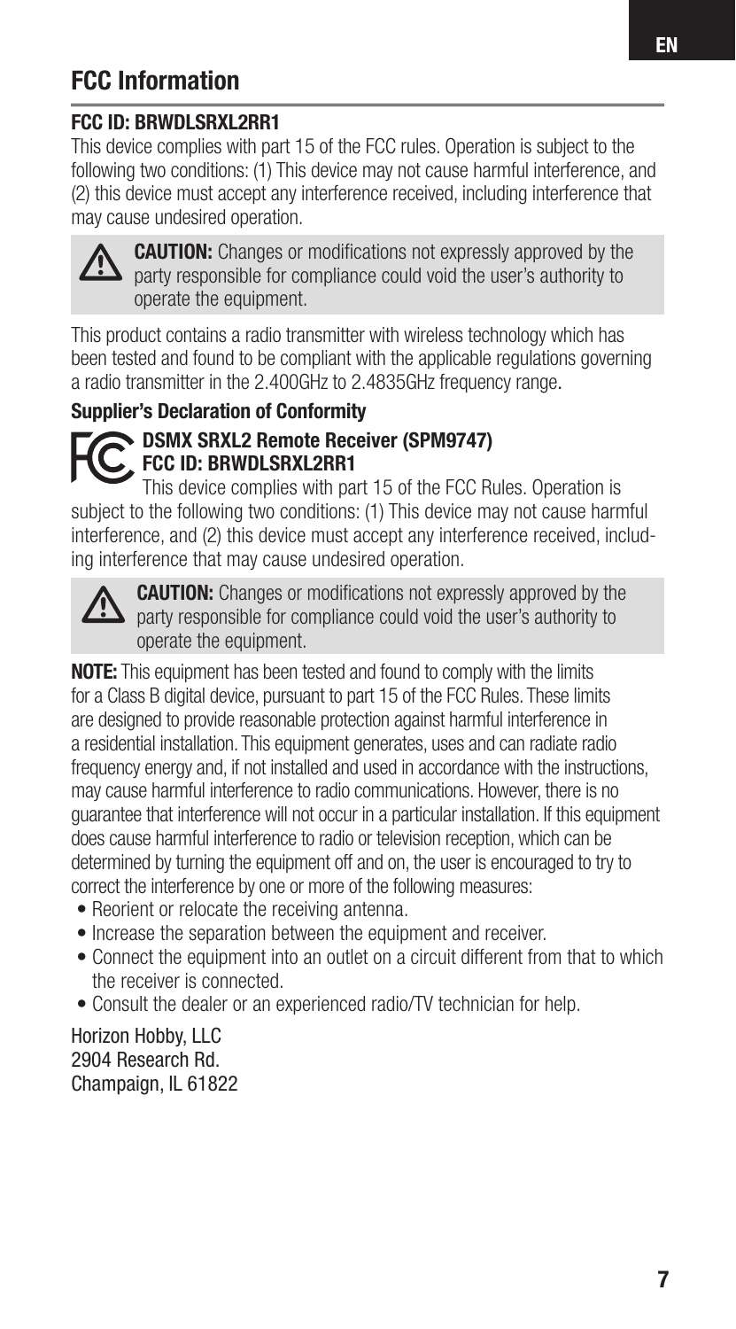## FCC Information

**FCC ID: BRWDLSRXL2RR1**

This device complies with part 15 of the FCC rules. Operation is subject to the following two conditions: (1) This device may not cause harmful interference, and (2) this device must accept any interference received, including interference that may cause undesired operation.

> **CAUTION:** Changes or modifications not expressly approved by the party responsible for compliance could void the user's authority to operate the equipment.

This product contains a radio transmitter with wireless technology which has been tested and found to be compliant with the applicable regulations governing a radio transmitter in the 2.400GHz to 2.4835GHz frequency range.

**Supplier's Declaration of Conformity**

**DSMX SRXL2 Remote Receiver (SPM9747)**
**FCC ID: BRWDLSRXL2RR1**

This device complies with part 15 of the FCC Rules. Operation is subject to the following two conditions: (1) This device may not cause harmful interference, and (2) this device must accept any interference received, including interference that may cause undesired operation.

> **CAUTION:** Changes or modifications not expressly approved by the party responsible for compliance could void the user's authority to operate the equipment.

**NOTE:** This equipment has been tested and found to comply with the limits for a Class B digital device, pursuant to part 15 of the FCC Rules. These limits are designed to provide reasonable protection against harmful interference in a residential installation. This equipment generates, uses and can radiate radio frequency energy and, if not installed and used in accordance with the instructions, may cause harmful interference to radio communications. However, there is no guarantee that interference will not occur in a particular installation. If this equipment does cause harmful interference to radio or television reception, which can be determined by turning the equipment off and on, the user is encouraged to try to correct the interference by one or more of the following measures:

- Reorient or relocate the receiving antenna.
- Increase the separation between the equipment and receiver.
- Connect the equipment into an outlet on a circuit different from that to which the receiver is connected.
- Consult the dealer or an experienced radio/TV technician for help.

Horizon Hobby, LLC
2904 Research Rd.
Champaign, IL 61822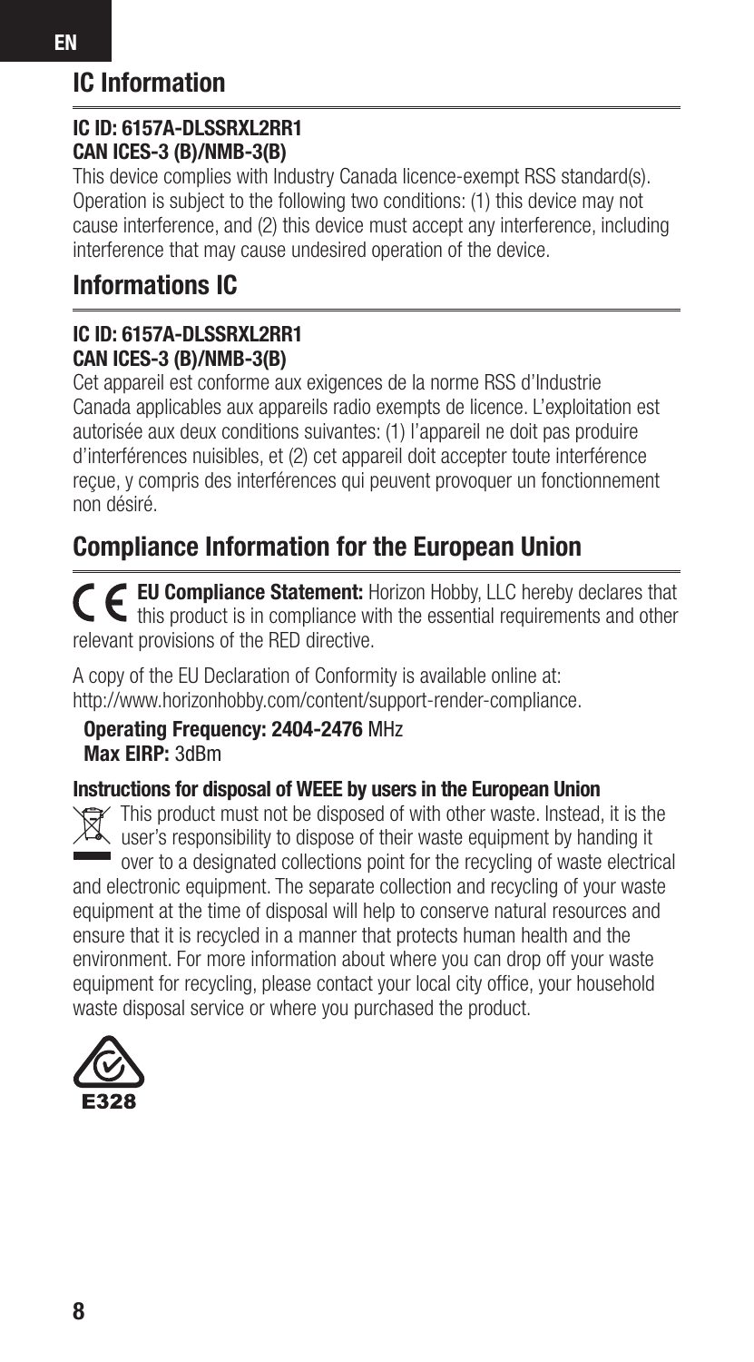## IC Information

**IC ID: 6157A-DLSSRXL2RR1**
**CAN ICES-3 (B)/NMB-3(B)**

This device complies with Industry Canada licence-exempt RSS standard(s). Operation is subject to the following two conditions: (1) this device may not cause interference, and (2) this device must accept any interference, including interference that may cause undesired operation of the device.

## Informations IC

**IC ID: 6157A-DLSSRXL2RR1**
**CAN ICES-3 (B)/NMB-3(B)**

Cet appareil est conforme aux exigences de la norme RSS d'Industrie Canada applicables aux appareils radio exempts de licence. L'exploitation est autorisée aux deux conditions suivantes: (1) l'appareil ne doit pas produire d'interférences nuisibles, et (2) cet appareil doit accepter toute interférence reçue, y compris des interférences qui peuvent provoquer un fonctionnement non désiré.

## Compliance Information for the European Union

**EU Compliance Statement:** Horizon Hobby, LLC hereby declares that this product is in compliance with the essential requirements and other relevant provisions of the RED directive.

A copy of the EU Declaration of Conformity is available online at: http://www.horizonhobby.com/content/support-render-compliance.

**Operating Frequency: 2404-2476** MHz
**Max EIRP:** 3dBm

**Instructions for disposal of WEEE by users in the European Union**

This product must not be disposed of with other waste. Instead, it is the user's responsibility to dispose of their waste equipment by handing it over to a designated collections point for the recycling of waste electrical and electronic equipment. The separate collection and recycling of your waste equipment at the time of disposal will help to conserve natural resources and ensure that it is recycled in a manner that protects human health and the environment. For more information about where you can drop off your waste equipment for recycling, please contact your local city office, your household waste disposal service or where you purchased the product.

E328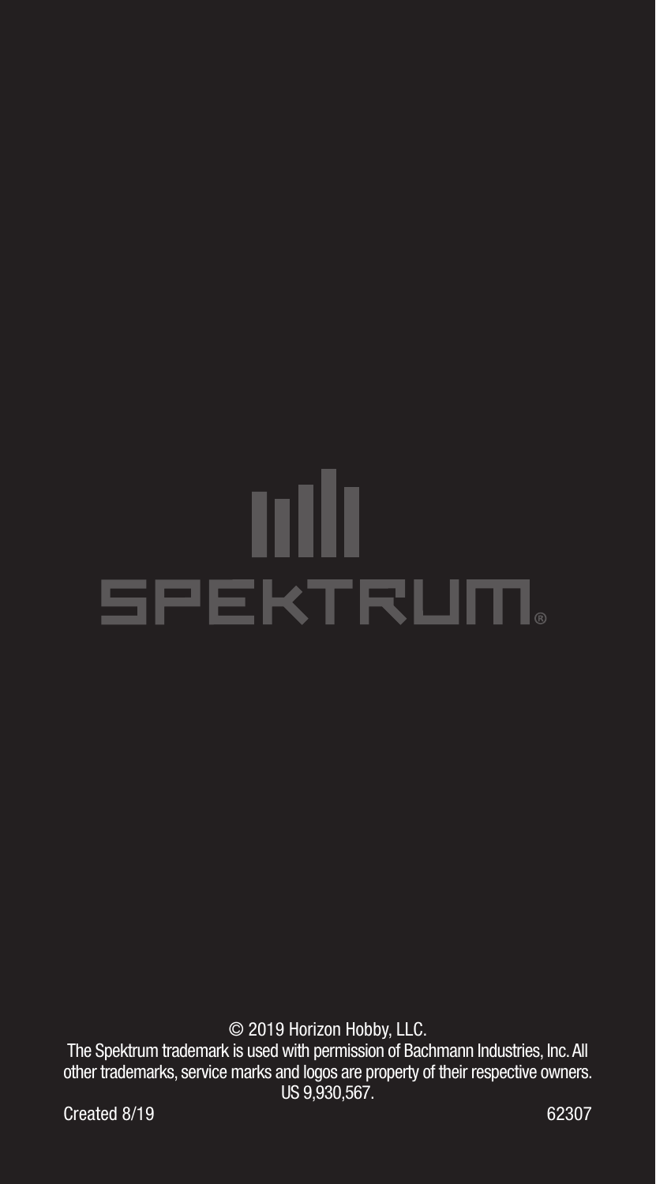SPEKTRUM®

© 2019 Horizon Hobby, LLC.
The Spektrum trademark is used with permission of Bachmann Industries, Inc. All other trademarks, service marks and logos are property of their respective owners.
US 9,930,567.

Created 8/19

62307